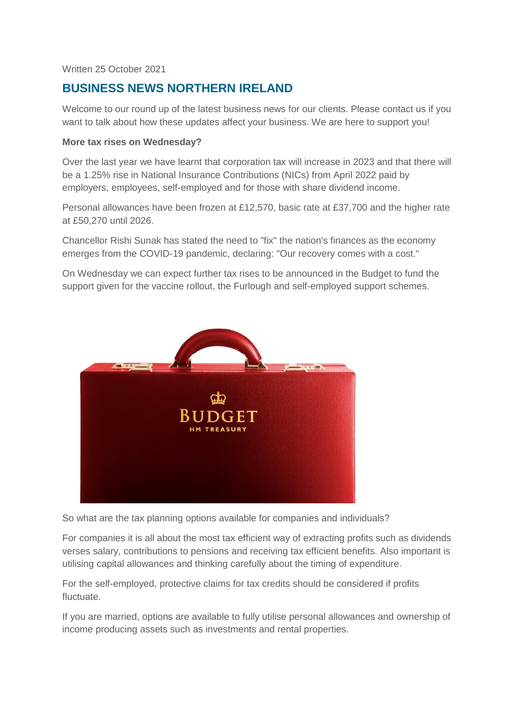Written 25 October 2021

## BUSINESS NEWS NORTHERN IRELAND

Welcome to our round up of the latest business news for our clients. Please contact us if you want to talk about how these updates affect your business. We are here to support you!

**More tax rises on Wednesday?**

Over the last year we have learnt that corporation tax will increase in 2023 and that there will be a 1.25% rise in National Insurance Contributions (NICs) from April 2022 paid by employers, employees, self-employed and for those with share dividend income.

Personal allowances have been frozen at £12,570, basic rate at £37,700 and the higher rate at £50,270 until 2026.

Chancellor Rishi Sunak has stated the need to "fix" the nation's finances as the economy emerges from the COVID-19 pandemic, declaring: "Our recovery comes with a cost."

On Wednesday we can expect further tax rises to be announced in the Budget to fund the support given for the vaccine rollout, the Furlough and self-employed support schemes.

So what are the tax planning options available for companies and individuals?

For companies it is all about the most tax efficient way of extracting profits such as dividends verses salary, contributions to pensions and receiving tax efficient benefits. Also important is utilising capital allowances and thinking carefully about the timing of expenditure.

For the self-employed, protective claims for tax credits should be considered if profits fluctuate.

If you are married, options are available to fully utilise personal allowances and ownership of income producing assets such as investments and rental properties.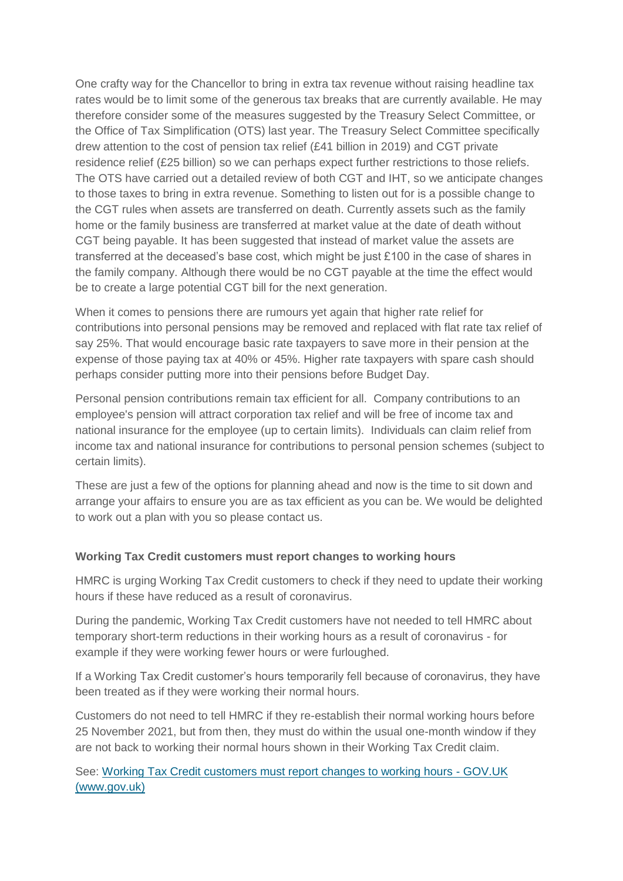One crafty way for the Chancellor to bring in extra tax revenue without raising headline tax rates would be to limit some of the generous tax breaks that are currently available. He may therefore consider some of the measures suggested by the Treasury Select Committee, or the Office of Tax Simplification (OTS) last year. The Treasury Select Committee specifically drew attention to the cost of pension tax relief (£41 billion in 2019) and CGT private residence relief (£25 billion) so we can perhaps expect further restrictions to those reliefs. The OTS have carried out a detailed review of both CGT and IHT, so we anticipate changes to those taxes to bring in extra revenue. Something to listen out for is a possible change to the CGT rules when assets are transferred on death. Currently assets such as the family home or the family business are transferred at market value at the date of death without CGT being payable. It has been suggested that instead of market value the assets are transferred at the deceased's base cost, which might be just £100 in the case of shares in the family company. Although there would be no CGT payable at the time the effect would be to create a large potential CGT bill for the next generation.

When it comes to pensions there are rumours yet again that higher rate relief for contributions into personal pensions may be removed and replaced with flat rate tax relief of say 25%. That would encourage basic rate taxpayers to save more in their pension at the expense of those paying tax at 40% or 45%. Higher rate taxpayers with spare cash should perhaps consider putting more into their pensions before Budget Day.

Personal pension contributions remain tax efficient for all. Company contributions to an employee's pension will attract corporation tax relief and will be free of income tax and national insurance for the employee (up to certain limits). Individuals can claim relief from income tax and national insurance for contributions to personal pension schemes (subject to certain limits).

These are just a few of the options for planning ahead and now is the time to sit down and arrange your affairs to ensure you are as tax efficient as you can be. We would be delighted to work out a plan with you so please contact us.

**Working Tax Credit customers must report changes to working hours**

HMRC is urging Working Tax Credit customers to check if they need to update their working hours if these have reduced as a result of coronavirus.

During the pandemic, Working Tax Credit customers have not needed to tell HMRC about temporary short-term reductions in their working hours as a result of coronavirus - for example if they were working fewer hours or were furloughed.

If a Working Tax Credit customer's hours temporarily fell because of coronavirus, they have been treated as if they were working their normal hours.

Customers do not need to tell HMRC if they re-establish their normal working hours before 25 November 2021, but from then, they must do within the usual one-month window if they are not back to working their normal hours shown in their Working Tax Credit claim.

See: Working Tax Credit customers must report changes to working hours - GOV.UK (www.gov.uk)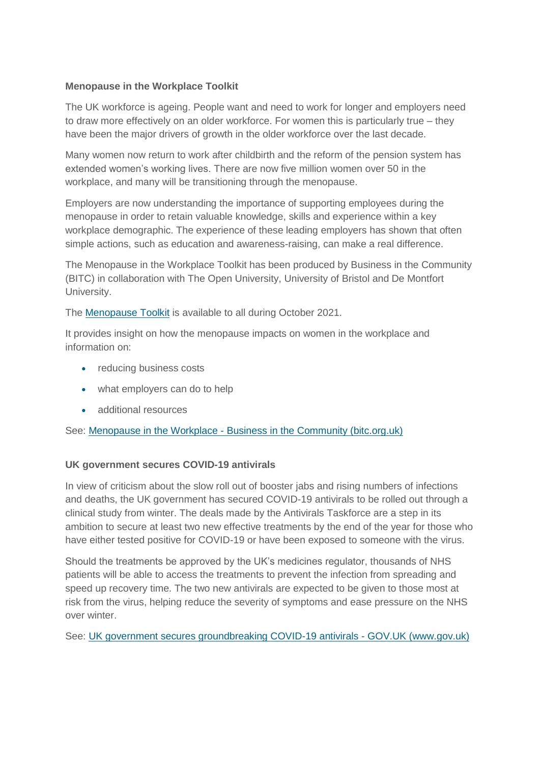**Menopause in the Workplace Toolkit**

The UK workforce is ageing. People want and need to work for longer and employers need to draw more effectively on an older workforce. For women this is particularly true – they have been the major drivers of growth in the older workforce over the last decade.

Many women now return to work after childbirth and the reform of the pension system has extended women's working lives. There are now five million women over 50 in the workplace, and many will be transitioning through the menopause.

Employers are now understanding the importance of supporting employees during the menopause in order to retain valuable knowledge, skills and experience within a key workplace demographic. The experience of these leading employers has shown that often simple actions, such as education and awareness-raising, can make a real difference.

The Menopause in the Workplace Toolkit has been produced by Business in the Community (BITC) in collaboration with The Open University, University of Bristol and De Montfort University.

The Menopause Toolkit is available to all during October 2021.

It provides insight on how the menopause impacts on women in the workplace and information on:

- reducing business costs
- what employers can do to help
- additional resources

See: Menopause in the Workplace - Business in the Community (bitc.org.uk)

**UK government secures COVID-19 antivirals**

In view of criticism about the slow roll out of booster jabs and rising numbers of infections and deaths, the UK government has secured COVID-19 antivirals to be rolled out through a clinical study from winter. The deals made by the Antivirals Taskforce are a step in its ambition to secure at least two new effective treatments by the end of the year for those who have either tested positive for COVID-19 or have been exposed to someone with the virus.

Should the treatments be approved by the UK's medicines regulator, thousands of NHS patients will be able to access the treatments to prevent the infection from spreading and speed up recovery time. The two new antivirals are expected to be given to those most at risk from the virus, helping reduce the severity of symptoms and ease pressure on the NHS over winter.

See: UK government secures groundbreaking COVID-19 antivirals - GOV.UK (www.gov.uk)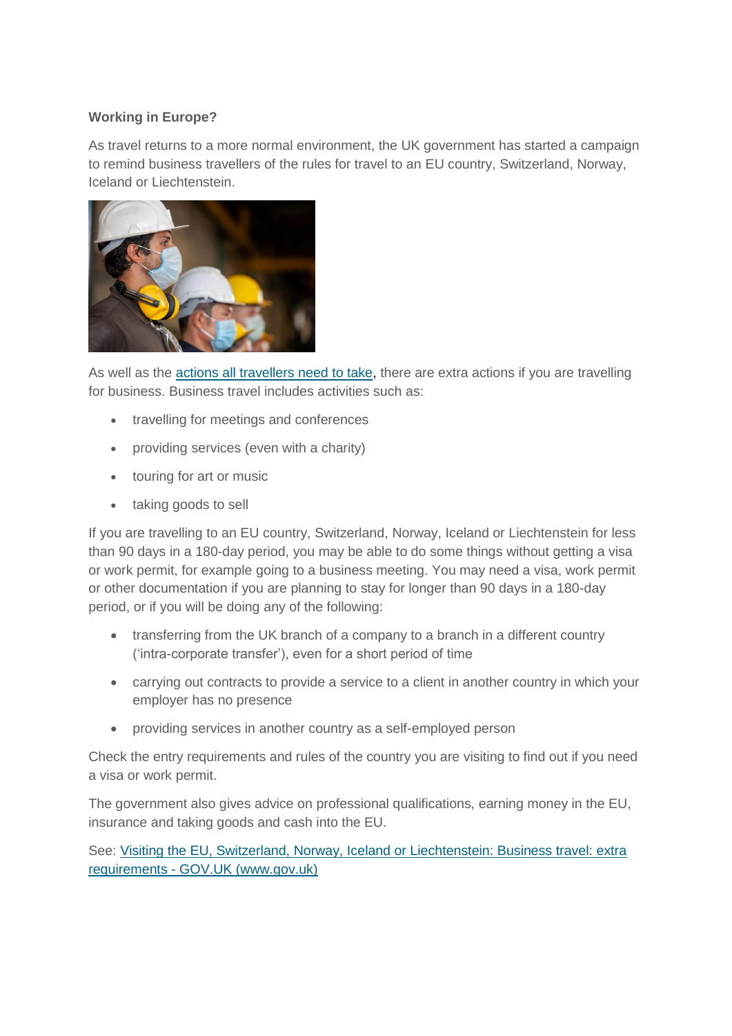**Working in Europe?**

As travel returns to a more normal environment, the UK government has started a campaign to remind business travellers of the rules for travel to an EU country, Switzerland, Norway, Iceland or Liechtenstein.

As well as the [actions all travellers need to take](), there are extra actions if you are travelling for business. Business travel includes activities such as:

- travelling for meetings and conferences
- providing services (even with a charity)
- touring for art or music
- taking goods to sell

If you are travelling to an EU country, Switzerland, Norway, Iceland or Liechtenstein for less than 90 days in a 180-day period, you may be able to do some things without getting a visa or work permit, for example going to a business meeting. You may need a visa, work permit or other documentation if you are planning to stay for longer than 90 days in a 180-day period, or if you will be doing any of the following:

- transferring from the UK branch of a company to a branch in a different country ('intra-corporate transfer'), even for a short period of time
- carrying out contracts to provide a service to a client in another country in which your employer has no presence
- providing services in another country as a self-employed person

Check the entry requirements and rules of the country you are visiting to find out if you need a visa or work permit.

The government also gives advice on professional qualifications, earning money in the EU, insurance and taking goods and cash into the EU.

See: [Visiting the EU, Switzerland, Norway, Iceland or Liechtenstein: Business travel: extra requirements - GOV.UK (www.gov.uk)]()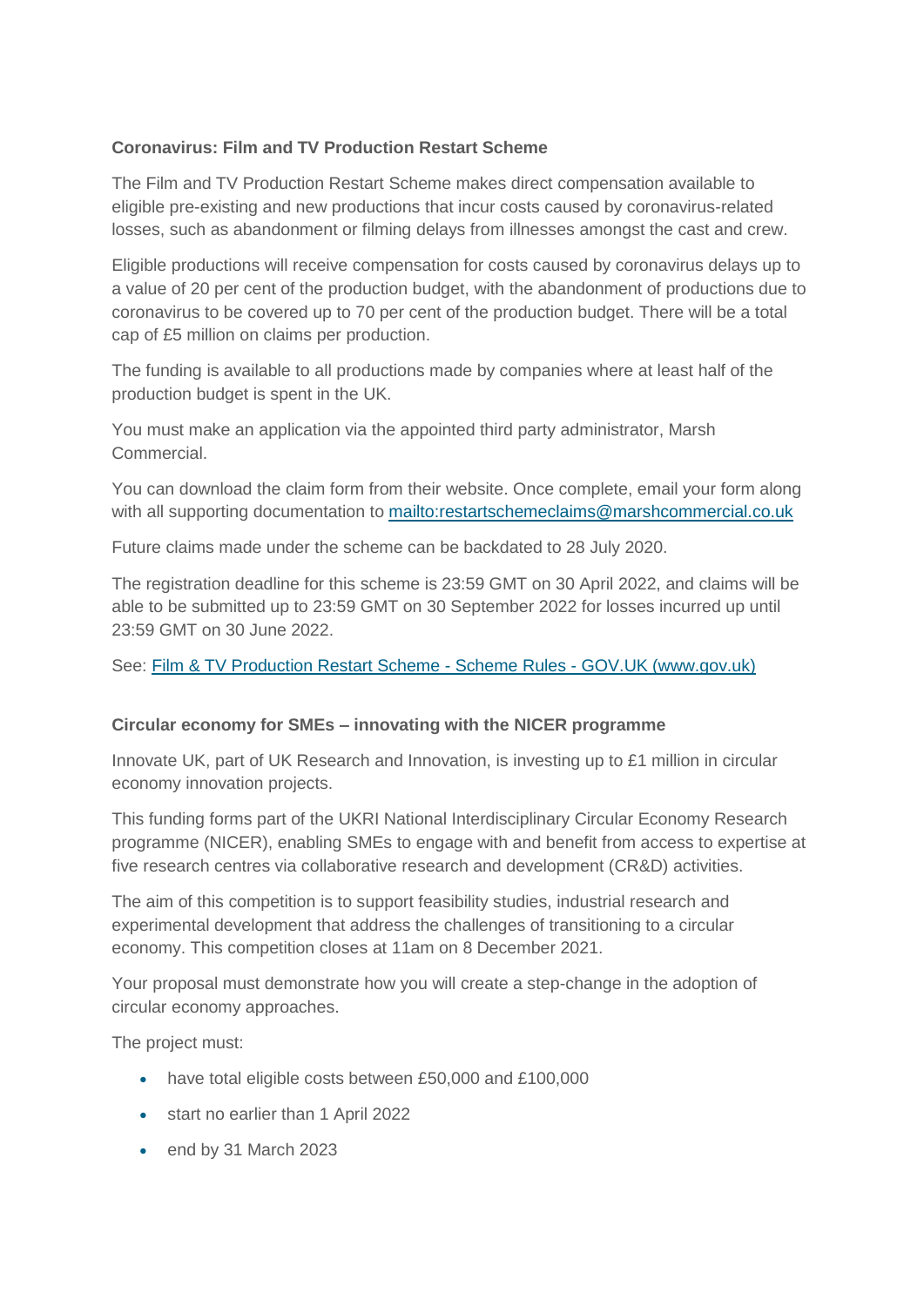**Coronavirus: Film and TV Production Restart Scheme**

The Film and TV Production Restart Scheme makes direct compensation available to eligible pre-existing and new productions that incur costs caused by coronavirus-related losses, such as abandonment or filming delays from illnesses amongst the cast and crew.

Eligible productions will receive compensation for costs caused by coronavirus delays up to a value of 20 per cent of the production budget, with the abandonment of productions due to coronavirus to be covered up to 70 per cent of the production budget. There will be a total cap of £5 million on claims per production.

The funding is available to all productions made by companies where at least half of the production budget is spent in the UK.

You must make an application via the appointed third party administrator, Marsh Commercial.

You can download the claim form from their website. Once complete, email your form along with all supporting documentation to [mailto:restartschemeclaims@marshcommercial.co.uk](mailto:restartschemeclaims@marshcommercial.co.uk)

Future claims made under the scheme can be backdated to 28 July 2020.

The registration deadline for this scheme is 23:59 GMT on 30 April 2022, and claims will be able to be submitted up to 23:59 GMT on 30 September 2022 for losses incurred up until 23:59 GMT on 30 June 2022.

See: [Film & TV Production Restart Scheme - Scheme Rules - GOV.UK (www.gov.uk)](https://www.gov.uk)

**Circular economy for SMEs – innovating with the NICER programme**

Innovate UK, part of UK Research and Innovation, is investing up to £1 million in circular economy innovation projects.

This funding forms part of the UKRI National Interdisciplinary Circular Economy Research programme (NICER), enabling SMEs to engage with and benefit from access to expertise at five research centres via collaborative research and development (CR&D) activities.

The aim of this competition is to support feasibility studies, industrial research and experimental development that address the challenges of transitioning to a circular economy. This competition closes at 11am on 8 December 2021.

Your proposal must demonstrate how you will create a step-change in the adoption of circular economy approaches.

The project must:

- have total eligible costs between £50,000 and £100,000
- start no earlier than 1 April 2022
- end by 31 March 2023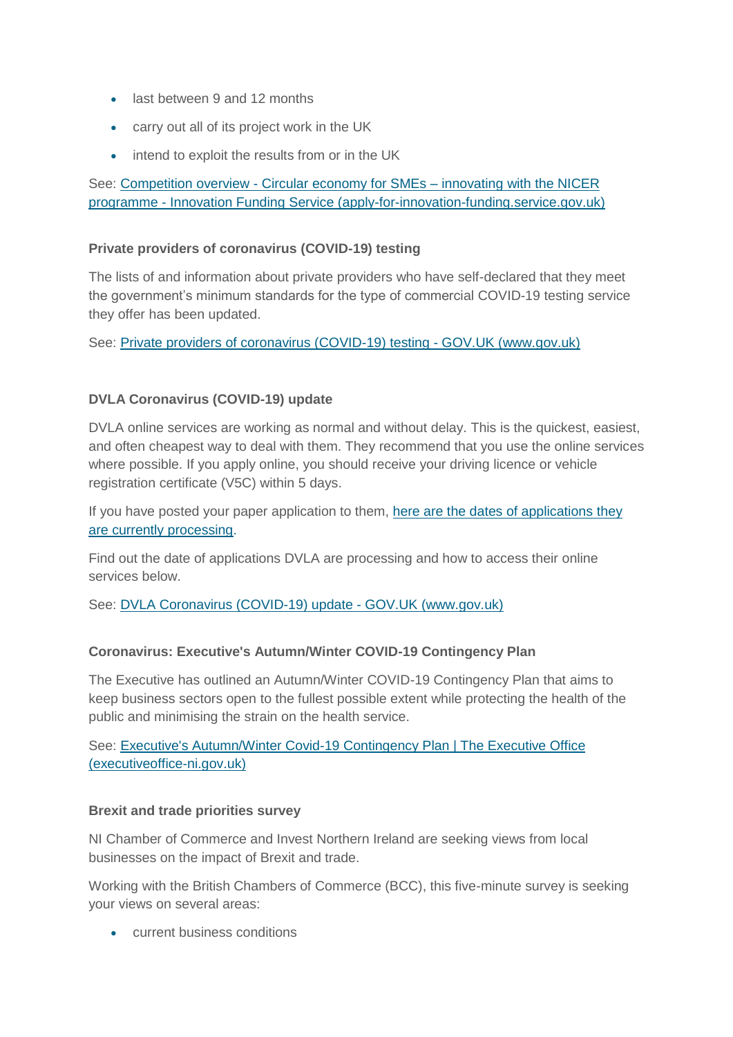- last between 9 and 12 months
- carry out all of its project work in the UK
- intend to exploit the results from or in the UK

See: [Competition overview - Circular economy for SMEs – innovating with the NICER programme - Innovation Funding Service (apply-for-innovation-funding.service.gov.uk)]()

**Private providers of coronavirus (COVID-19) testing**

The lists of and information about private providers who have self-declared that they meet the government's minimum standards for the type of commercial COVID-19 testing service they offer has been updated.

See: [Private providers of coronavirus (COVID-19) testing - GOV.UK (www.gov.uk)]()

**DVLA Coronavirus (COVID-19) update**

DVLA online services are working as normal and without delay. This is the quickest, easiest, and often cheapest way to deal with them. They recommend that you use the online services where possible. If you apply online, you should receive your driving licence or vehicle registration certificate (V5C) within 5 days.

If you have posted your paper application to them, [here are the dates of applications they are currently processing]().

Find out the date of applications DVLA are processing and how to access their online services below.

See: [DVLA Coronavirus (COVID-19) update - GOV.UK (www.gov.uk)]()

**Coronavirus: Executive's Autumn/Winter COVID-19 Contingency Plan**

The Executive has outlined an Autumn/Winter COVID-19 Contingency Plan that aims to keep business sectors open to the fullest possible extent while protecting the health of the public and minimising the strain on the health service.

See: [Executive's Autumn/Winter Covid-19 Contingency Plan | The Executive Office (executiveoffice-ni.gov.uk)]()

**Brexit and trade priorities survey**

NI Chamber of Commerce and Invest Northern Ireland are seeking views from local businesses on the impact of Brexit and trade.

Working with the British Chambers of Commerce (BCC), this five-minute survey is seeking your views on several areas:

- current business conditions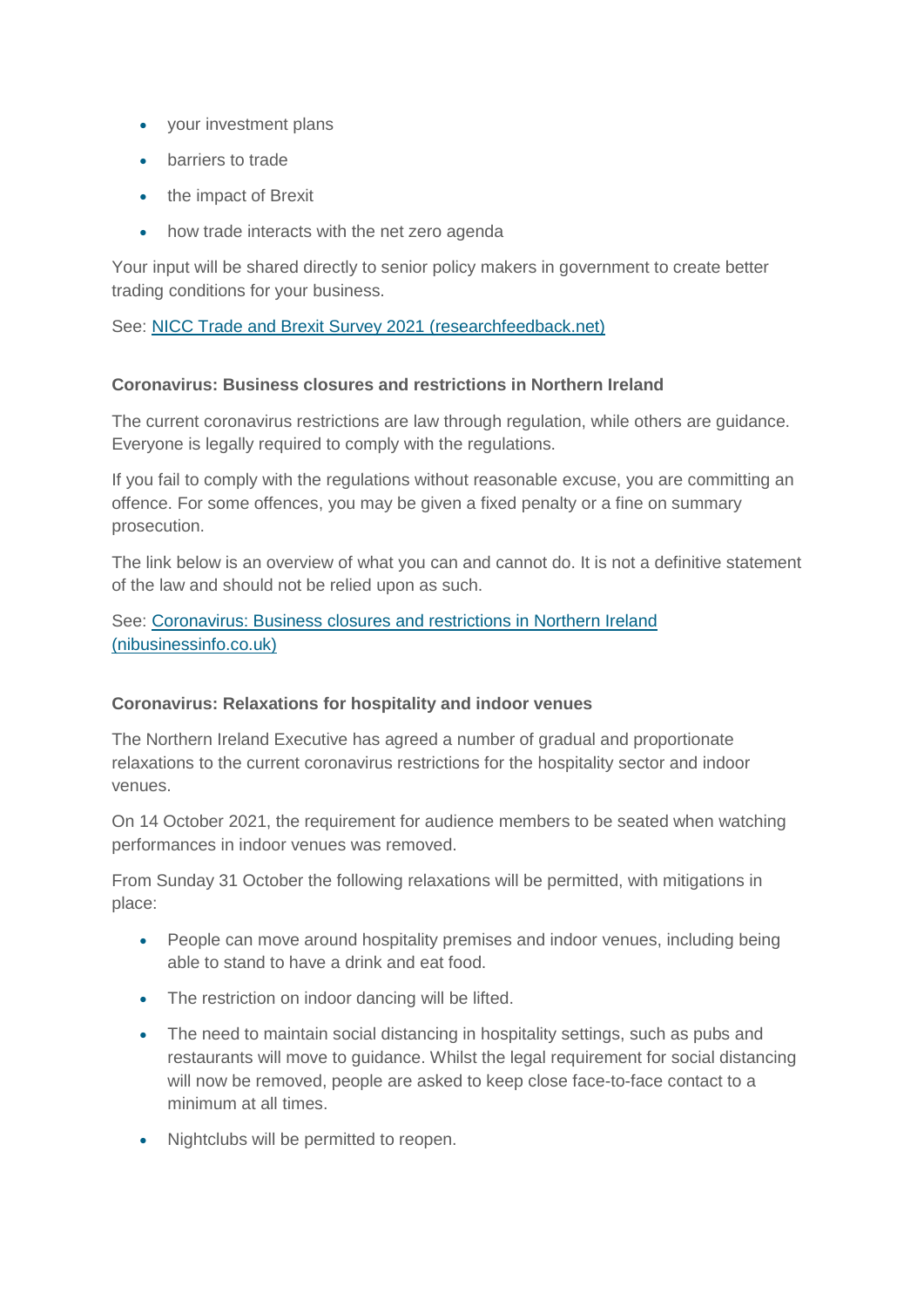- your investment plans
- barriers to trade
- the impact of Brexit
- how trade interacts with the net zero agenda

Your input will be shared directly to senior policy makers in government to create better trading conditions for your business.

See: [NICC Trade and Brexit Survey 2021 (researchfeedback.net)]

**Coronavirus: Business closures and restrictions in Northern Ireland**

The current coronavirus restrictions are law through regulation, while others are guidance. Everyone is legally required to comply with the regulations.

If you fail to comply with the regulations without reasonable excuse, you are committing an offence. For some offences, you may be given a fixed penalty or a fine on summary prosecution.

The link below is an overview of what you can and cannot do. It is not a definitive statement of the law and should not be relied upon as such.

See: [Coronavirus: Business closures and restrictions in Northern Ireland (nibusinessinfo.co.uk)]

**Coronavirus: Relaxations for hospitality and indoor venues**

The Northern Ireland Executive has agreed a number of gradual and proportionate relaxations to the current coronavirus restrictions for the hospitality sector and indoor venues.

On 14 October 2021, the requirement for audience members to be seated when watching performances in indoor venues was removed.

From Sunday 31 October the following relaxations will be permitted, with mitigations in place:

- People can move around hospitality premises and indoor venues, including being able to stand to have a drink and eat food.
- The restriction on indoor dancing will be lifted.
- The need to maintain social distancing in hospitality settings, such as pubs and restaurants will move to guidance. Whilst the legal requirement for social distancing will now be removed, people are asked to keep close face-to-face contact to a minimum at all times.
- Nightclubs will be permitted to reopen.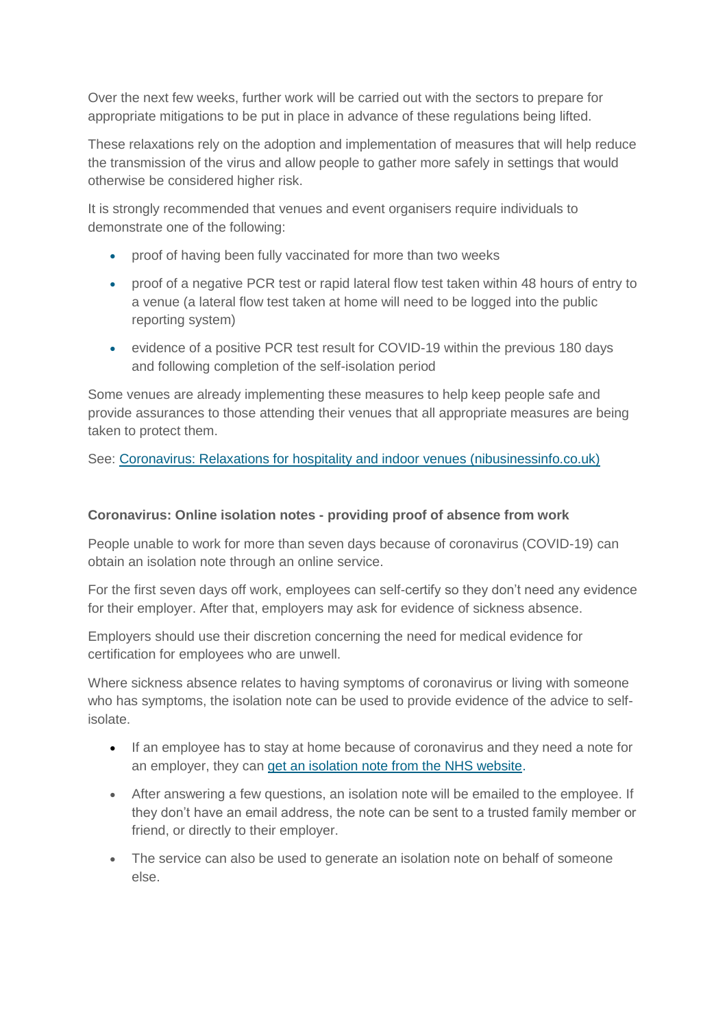Over the next few weeks, further work will be carried out with the sectors to prepare for appropriate mitigations to be put in place in advance of these regulations being lifted.

These relaxations rely on the adoption and implementation of measures that will help reduce the transmission of the virus and allow people to gather more safely in settings that would otherwise be considered higher risk.

It is strongly recommended that venues and event organisers require individuals to demonstrate one of the following:

- proof of having been fully vaccinated for more than two weeks
- proof of a negative PCR test or rapid lateral flow test taken within 48 hours of entry to a venue (a lateral flow test taken at home will need to be logged into the public reporting system)
- evidence of a positive PCR test result for COVID-19 within the previous 180 days and following completion of the self-isolation period

Some venues are already implementing these measures to help keep people safe and provide assurances to those attending their venues that all appropriate measures are being taken to protect them.

See: [Coronavirus: Relaxations for hospitality and indoor venues (nibusinessinfo.co.uk)]()

**Coronavirus: Online isolation notes - providing proof of absence from work**

People unable to work for more than seven days because of coronavirus (COVID-19) can obtain an isolation note through an online service.

For the first seven days off work, employees can self-certify so they don't need any evidence for their employer. After that, employers may ask for evidence of sickness absence.

Employers should use their discretion concerning the need for medical evidence for certification for employees who are unwell.

Where sickness absence relates to having symptoms of coronavirus or living with someone who has symptoms, the isolation note can be used to provide evidence of the advice to self-isolate.

- If an employee has to stay at home because of coronavirus and they need a note for an employer, they can [get an isolation note from the NHS website]().
- After answering a few questions, an isolation note will be emailed to the employee. If they don't have an email address, the note can be sent to a trusted family member or friend, or directly to their employer.
- The service can also be used to generate an isolation note on behalf of someone else.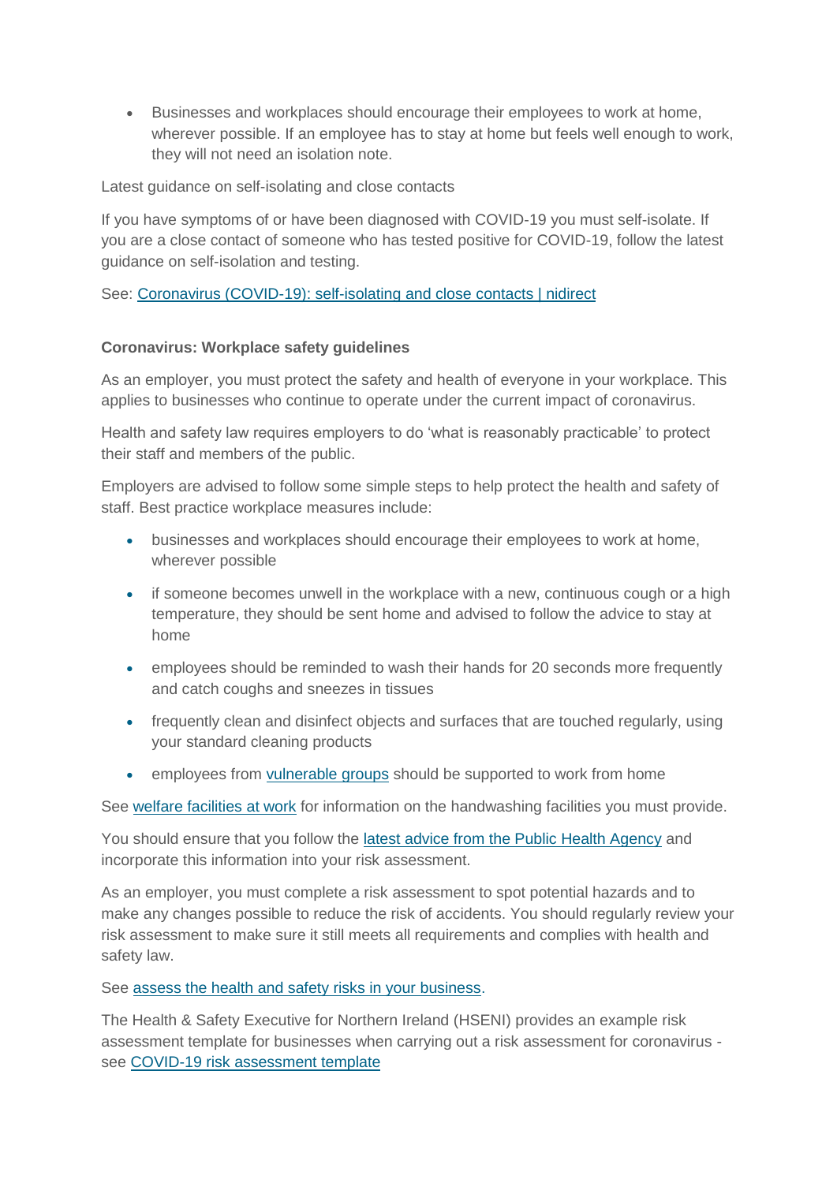- Businesses and workplaces should encourage their employees to work at home, wherever possible. If an employee has to stay at home but feels well enough to work, they will not need an isolation note.

Latest guidance on self-isolating and close contacts

If you have symptoms of or have been diagnosed with COVID-19 you must self-isolate. If you are a close contact of someone who has tested positive for COVID-19, follow the latest guidance on self-isolation and testing.

See: [Coronavirus (COVID-19): self-isolating and close contacts | nidirect]()

**Coronavirus: Workplace safety guidelines**

As an employer, you must protect the safety and health of everyone in your workplace. This applies to businesses who continue to operate under the current impact of coronavirus.

Health and safety law requires employers to do 'what is reasonably practicable' to protect their staff and members of the public.

Employers are advised to follow some simple steps to help protect the health and safety of staff. Best practice workplace measures include:

- businesses and workplaces should encourage their employees to work at home, wherever possible
- if someone becomes unwell in the workplace with a new, continuous cough or a high temperature, they should be sent home and advised to follow the advice to stay at home
- employees should be reminded to wash their hands for 20 seconds more frequently and catch coughs and sneezes in tissues
- frequently clean and disinfect objects and surfaces that are touched regularly, using your standard cleaning products
- employees from [vulnerable groups]() should be supported to work from home

See [welfare facilities at work]() for information on the handwashing facilities you must provide.

You should ensure that you follow the [latest advice from the Public Health Agency]() and incorporate this information into your risk assessment.

As an employer, you must complete a risk assessment to spot potential hazards and to make any changes possible to reduce the risk of accidents. You should regularly review your risk assessment to make sure it still meets all requirements and complies with health and safety law.

See [assess the health and safety risks in your business]().

The Health & Safety Executive for Northern Ireland (HSENI) provides an example risk assessment template for businesses when carrying out a risk assessment for coronavirus - see [COVID-19 risk assessment template]()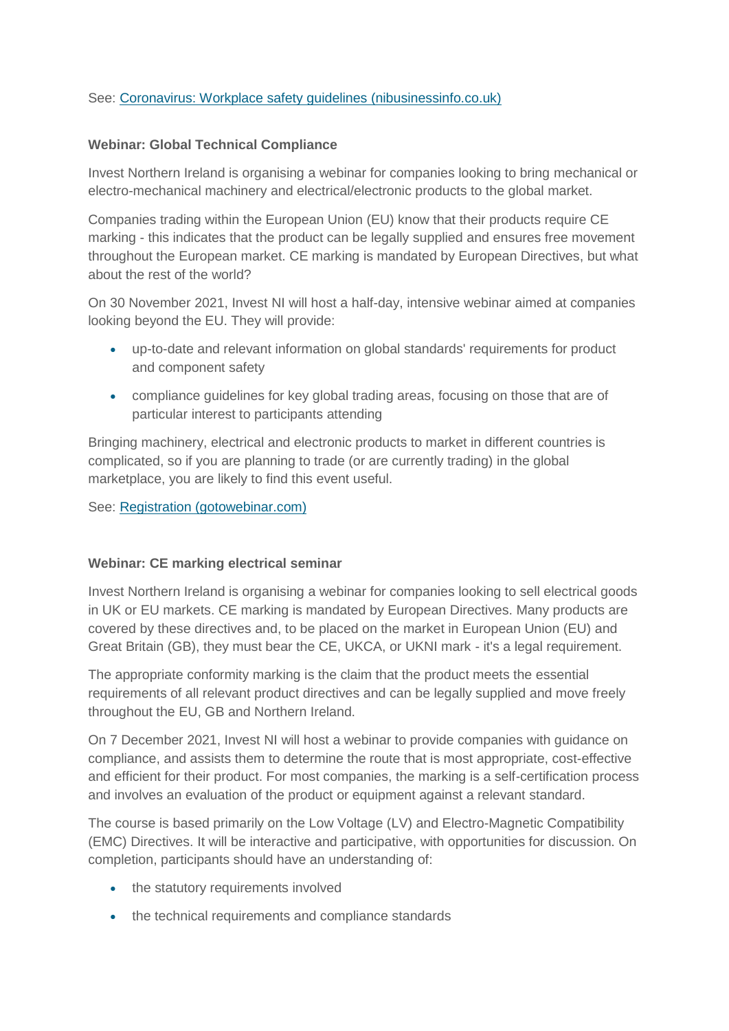See: [Coronavirus: Workplace safety guidelines (nibusinessinfo.co.uk)]()

**Webinar: Global Technical Compliance**

Invest Northern Ireland is organising a webinar for companies looking to bring mechanical or electro-mechanical machinery and electrical/electronic products to the global market.

Companies trading within the European Union (EU) know that their products require CE marking - this indicates that the product can be legally supplied and ensures free movement throughout the European market. CE marking is mandated by European Directives, but what about the rest of the world?

On 30 November 2021, Invest NI will host a half-day, intensive webinar aimed at companies looking beyond the EU. They will provide:

- up-to-date and relevant information on global standards' requirements for product and component safety
- compliance guidelines for key global trading areas, focusing on those that are of particular interest to participants attending

Bringing machinery, electrical and electronic products to market in different countries is complicated, so if you are planning to trade (or are currently trading) in the global marketplace, you are likely to find this event useful.

See: [Registration (gotowebinar.com)]()

**Webinar: CE marking electrical seminar**

Invest Northern Ireland is organising a webinar for companies looking to sell electrical goods in UK or EU markets. CE marking is mandated by European Directives. Many products are covered by these directives and, to be placed on the market in European Union (EU) and Great Britain (GB), they must bear the CE, UKCA, or UKNI mark - it's a legal requirement.

The appropriate conformity marking is the claim that the product meets the essential requirements of all relevant product directives and can be legally supplied and move freely throughout the EU, GB and Northern Ireland.

On 7 December 2021, Invest NI will host a webinar to provide companies with guidance on compliance, and assists them to determine the route that is most appropriate, cost-effective and efficient for their product. For most companies, the marking is a self-certification process and involves an evaluation of the product or equipment against a relevant standard.

The course is based primarily on the Low Voltage (LV) and Electro-Magnetic Compatibility (EMC) Directives. It will be interactive and participative, with opportunities for discussion. On completion, participants should have an understanding of:

- the statutory requirements involved
- the technical requirements and compliance standards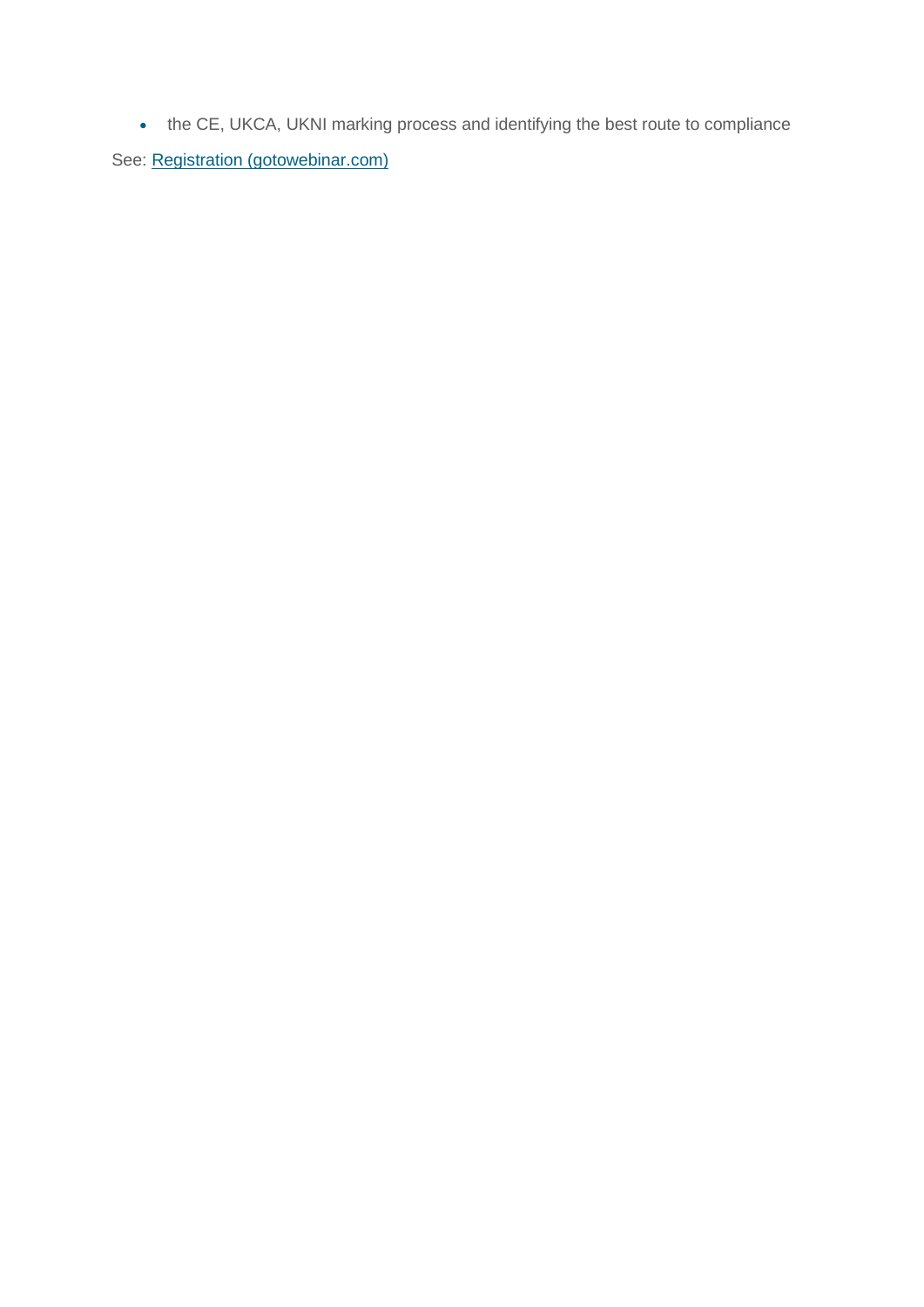- the CE, UKCA, UKNI marking process and identifying the best route to compliance

See: Registration (gotowebinar.com)